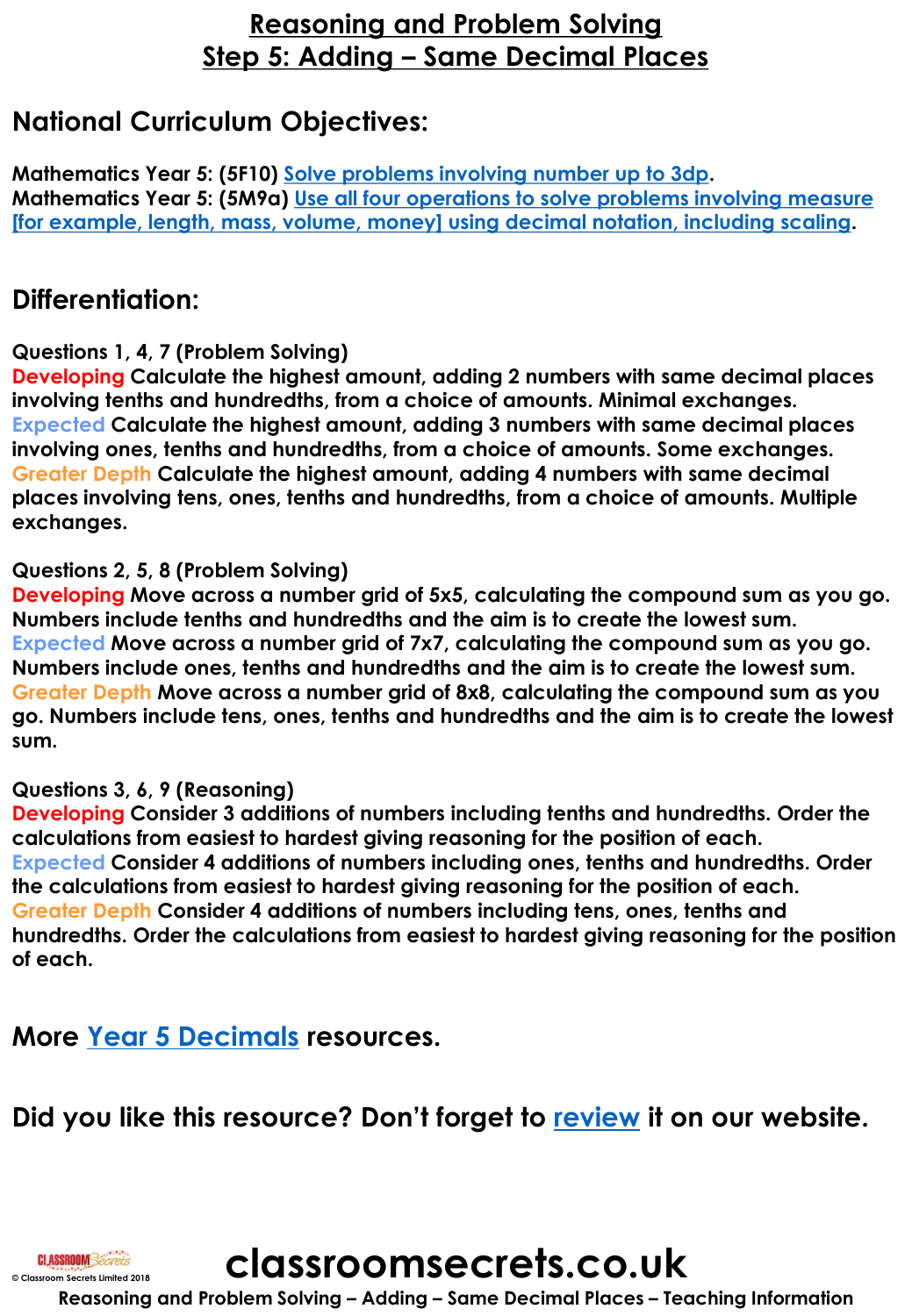# Reasoning and Problem Solving
## Step 5: Adding – Same Decimal Places

## National Curriculum Objectives:

**Mathematics Year 5: (5F10) Solve problems involving number up to 3dp.**
**Mathematics Year 5: (5M9a) Use all four operations to solve problems involving measure [for example, length, mass, volume, money] using decimal notation, including scaling.**

## Differentiation:

**Questions 1, 4, 7 (Problem Solving)**
**Developing** Calculate the highest amount, adding 2 numbers with same decimal places involving tenths and hundredths, from a choice of amounts. Minimal exchanges.
**Expected** Calculate the highest amount, adding 3 numbers with same decimal places involving ones, tenths and hundredths, from a choice of amounts. Some exchanges.
**Greater Depth** Calculate the highest amount, adding 4 numbers with same decimal places involving tens, ones, tenths and hundredths, from a choice of amounts. Multiple exchanges.

**Questions 2, 5, 8 (Problem Solving)**
**Developing** Move across a number grid of 5x5, calculating the compound sum as you go. Numbers include tenths and hundredths and the aim is to create the lowest sum.
**Expected** Move across a number grid of 7x7, calculating the compound sum as you go. Numbers include ones, tenths and hundredths and the aim is to create the lowest sum.
**Greater Depth** Move across a number grid of 8x8, calculating the compound sum as you go. Numbers include tens, ones, tenths and hundredths and the aim is to create the lowest sum.

**Questions 3, 6, 9 (Reasoning)**
**Developing** Consider 3 additions of numbers including tenths and hundredths. Order the calculations from easiest to hardest giving reasoning for the position of each.
**Expected** Consider 4 additions of numbers including ones, tenths and hundredths. Order the calculations from easiest to hardest giving reasoning for the position of each.
**Greater Depth** Consider 4 additions of numbers including tens, ones, tenths and hundredths. Order the calculations from easiest to hardest giving reasoning for the position of each.

## More Year 5 Decimals resources.

## Did you like this resource? Don't forget to review it on our website.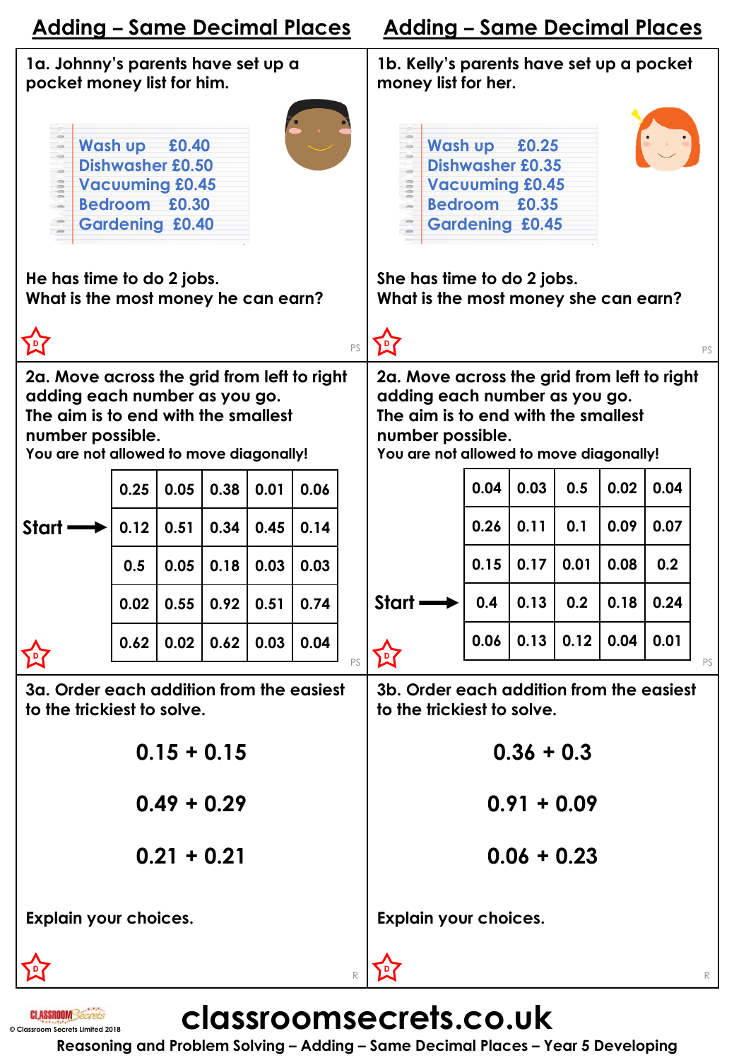## Adding – Same Decimal Places

**1a.** Johnny's parents have set up a pocket money list for him.

Wash up £0.40
Dishwasher £0.50
Vacuuming £0.45
Bedroom £0.30
Gardening £0.40

He has time to do 2 jobs.
What is the most money he can earn?

D PS

## Adding – Same Decimal Places

**1b.** Kelly's parents have set up a pocket money list for her.

Wash up £0.25
Dishwasher £0.35
Vacuuming £0.45
Bedroom £0.35
Gardening £0.45

She has time to do 2 jobs.
What is the most money she can earn?

D PS

**2a.** Move across the grid from left to right adding each number as you go.
The aim is to end with the smallest number possible.
You are not allowed to move diagonally!

Start → (second row)

| | | | | |
|---|---|---|---|---|
| 0.25 | 0.05 | 0.38 | 0.01 | 0.06 |
| 0.12 | 0.51 | 0.34 | 0.45 | 0.14 |
| 0.5 | 0.05 | 0.18 | 0.03 | 0.03 |
| 0.02 | 0.55 | 0.92 | 0.51 | 0.74 |
| 0.62 | 0.02 | 0.62 | 0.03 | 0.04 |

D PS

**2a.** Move across the grid from left to right adding each number as you go.
The aim is to end with the smallest number possible.
You are not allowed to move diagonally!

Start → (fourth row)

| | | | | |
|---|---|---|---|---|
| 0.04 | 0.03 | 0.5 | 0.02 | 0.04 |
| 0.26 | 0.11 | 0.1 | 0.09 | 0.07 |
| 0.15 | 0.17 | 0.01 | 0.08 | 0.2 |
| 0.4 | 0.13 | 0.2 | 0.18 | 0.24 |
| 0.06 | 0.13 | 0.12 | 0.04 | 0.01 |

D PS

**3a.** Order each addition from the easiest to the trickiest to solve.

0.15 + 0.15

0.49 + 0.29

0.21 + 0.21

Explain your choices.

D R

**3b.** Order each addition from the easiest to the trickiest to solve.

0.36 + 0.3

0.91 + 0.09

0.06 + 0.23

Explain your choices.

D R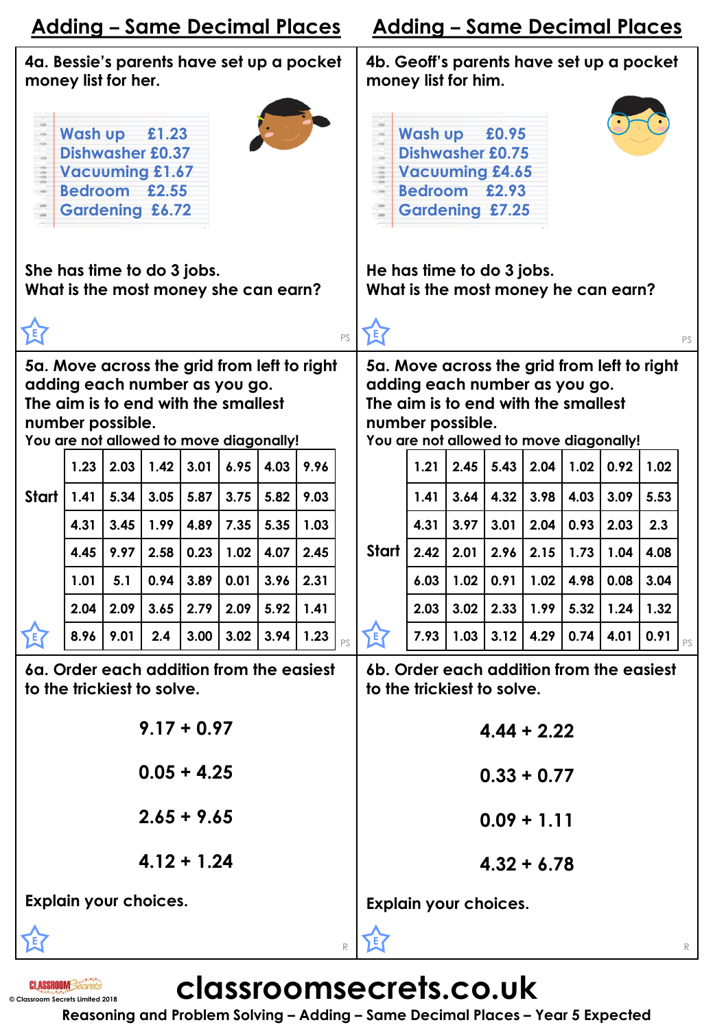## Adding – Same Decimal Places

**4a.** Bessie's parents have set up a pocket money list for her.

- Wash up £1.23
- Dishwasher £0.37
- Vacuuming £1.67
- Bedroom £2.55
- Gardening £6.72

She has time to do 3 jobs.
What is the most money she can earn?

PS

## Adding – Same Decimal Places

**4b.** Geoff's parents have set up a pocket money list for him.

- Wash up £0.95
- Dishwasher £0.75
- Vacuuming £4.65
- Bedroom £2.93
- Gardening £7.25

He has time to do 3 jobs.
What is the most money he can earn?

PS

**5a.** Move across the grid from left to right adding each number as you go.
The aim is to end with the smallest number possible.
**You are not allowed to move diagonally!**

| | | | | | | | |
|---|---|---|---|---|---|---|---|
| | 1.23 | 2.03 | 1.42 | 3.01 | 6.95 | 4.03 | 9.96 |
| Start | 1.41 | 5.34 | 3.05 | 5.87 | 3.75 | 5.82 | 9.03 |
| | 4.31 | 3.45 | 1.99 | 4.89 | 7.35 | 5.35 | 1.03 |
| | 4.45 | 9.97 | 2.58 | 0.23 | 1.02 | 4.07 | 2.45 |
| | 1.01 | 5.1 | 0.94 | 3.89 | 0.01 | 3.96 | 2.31 |
| | 2.04 | 2.09 | 3.65 | 2.79 | 2.09 | 5.92 | 1.41 |
| | 8.96 | 9.01 | 2.4 | 3.00 | 3.02 | 3.94 | 1.23 |

PS

**5a.** Move across the grid from left to right adding each number as you go.
The aim is to end with the smallest number possible.
**You are not allowed to move diagonally!**

| | | | | | | | |
|---|---|---|---|---|---|---|---|
| | 1.21 | 2.45 | 5.43 | 2.04 | 1.02 | 0.92 | 1.02 |
| | 1.41 | 3.64 | 4.32 | 3.98 | 4.03 | 3.09 | 5.53 |
| | 4.31 | 3.97 | 3.01 | 2.04 | 0.93 | 2.03 | 2.3 |
| Start | 2.42 | 2.01 | 2.96 | 2.15 | 1.73 | 1.04 | 4.08 |
| | 6.03 | 1.02 | 0.91 | 1.02 | 4.98 | 0.08 | 3.04 |
| | 2.03 | 3.02 | 2.33 | 1.99 | 5.32 | 1.24 | 1.32 |
| | 7.93 | 1.03 | 3.12 | 4.29 | 0.74 | 4.01 | 0.91 |

PS

**6a.** Order each addition from the easiest to the trickiest to solve.

$9.17 + 0.97$

$0.05 + 4.25$

$2.65 + 9.65$

$4.12 + 1.24$

Explain your choices.

R

**6b.** Order each addition from the easiest to the trickiest to solve.

$4.44 + 2.22$

$0.33 + 0.77$

$0.09 + 1.11$

$4.32 + 6.78$

Explain your choices.

R

© Classroom Secrets Limited 2018

classroomsecrets.co.uk

Reasoning and Problem Solving – Adding – Same Decimal Places – Year 5 Expected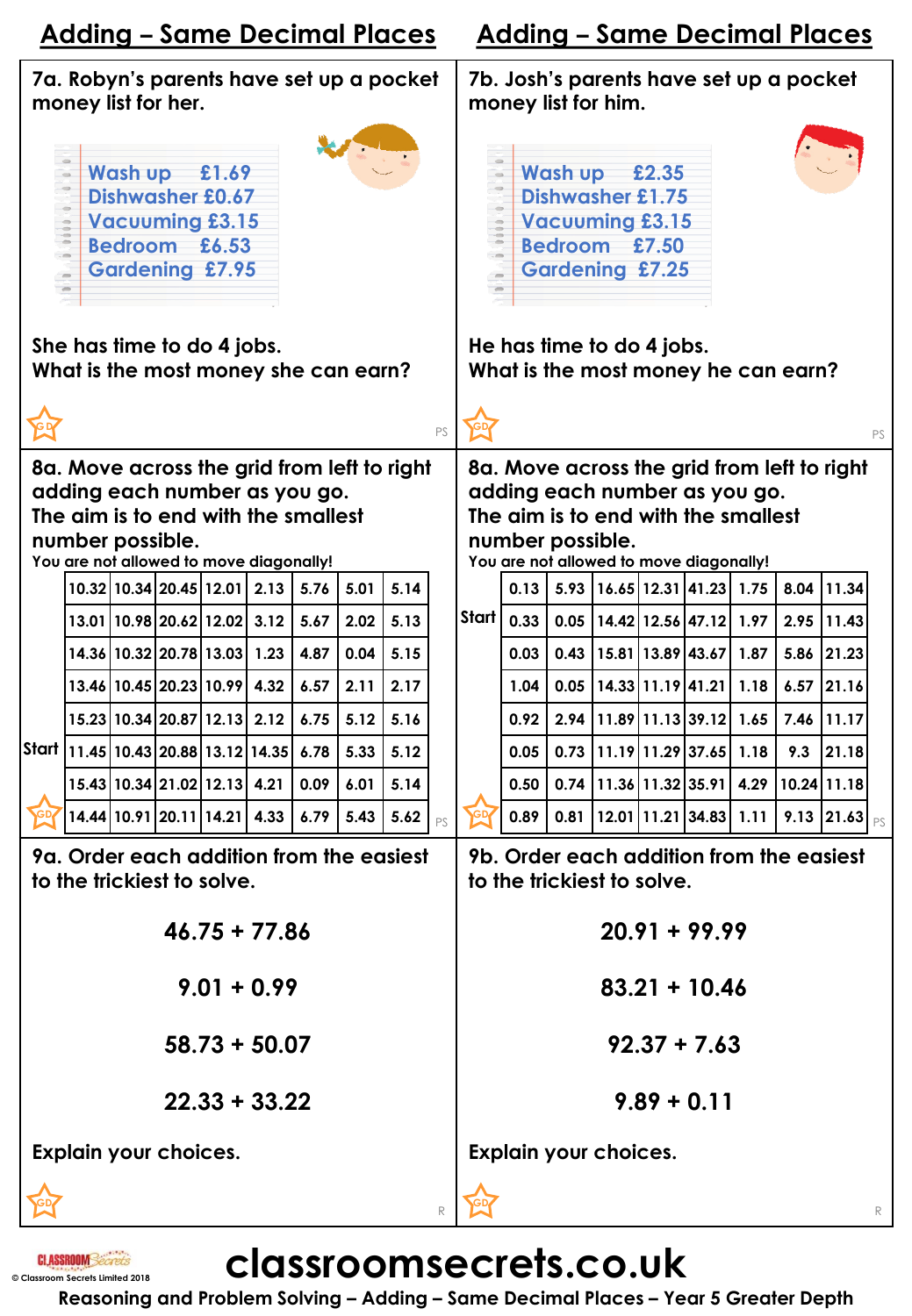## Adding – Same Decimal Places

**7a.** Robyn's parents have set up a pocket money list for her.

Wash up £1.69
Dishwasher £0.67
Vacuuming £3.15
Bedroom £6.53
Gardening £7.95

She has time to do 4 jobs.
What is the most money she can earn?

GD PS

**8a.** Move across the grid from left to right adding each number as you go.
The aim is to end with the smallest number possible.
You are not allowed to move diagonally!

| | | | | | | | | |
|---|---|---|---|---|---|---|---|---|
| | 10.32 | 10.34 | 20.45 | 12.01 | 2.13 | 5.76 | 5.01 | 5.14 |
| | 13.01 | 10.98 | 20.62 | 12.02 | 3.12 | 5.67 | 2.02 | 5.13 |
| | 14.36 | 10.32 | 20.78 | 13.03 | 1.23 | 4.87 | 0.04 | 5.15 |
| | 13.46 | 10.45 | 20.23 | 10.99 | 4.32 | 6.57 | 2.11 | 2.17 |
| | 15.23 | 10.34 | 20.87 | 12.13 | 2.12 | 6.75 | 5.12 | 5.16 |
| Start | 11.45 | 10.43 | 20.88 | 13.12 | 14.35 | 6.78 | 5.33 | 5.12 |
| | 15.43 | 10.34 | 21.02 | 12.13 | 4.21 | 0.09 | 6.01 | 5.14 |
| | 14.44 | 10.91 | 20.11 | 14.21 | 4.33 | 6.79 | 5.43 | 5.62 |

GD PS

**9a.** Order each addition from the easiest to the trickiest to solve.

46.75 + 77.86

9.01 + 0.99

58.73 + 50.07

22.33 + 33.22

Explain your choices.

GD R

## Adding – Same Decimal Places

**7b.** Josh's parents have set up a pocket money list for him.

Wash up £2.35
Dishwasher £1.75
Vacuuming £3.15
Bedroom £7.50
Gardening £7.25

He has time to do 4 jobs.
What is the most money he can earn?

GD PS

**8a.** Move across the grid from left to right adding each number as you go.
The aim is to end with the smallest number possible.
You are not allowed to move diagonally!

| | | | | | | | | |
|---|---|---|---|---|---|---|---|---|
| | 0.13 | 5.93 | 16.65 | 12.31 | 41.23 | 1.75 | 8.04 | 11.34 |
| Start | 0.33 | 0.05 | 14.42 | 12.56 | 47.12 | 1.97 | 2.95 | 11.43 |
| | 0.03 | 0.43 | 15.81 | 13.89 | 43.67 | 1.87 | 5.86 | 21.23 |
| | 1.04 | 0.05 | 14.33 | 11.19 | 41.21 | 1.18 | 6.57 | 21.16 |
| | 0.92 | 2.94 | 11.89 | 11.13 | 39.12 | 1.65 | 7.46 | 11.17 |
| | 0.05 | 0.73 | 11.19 | 11.29 | 37.65 | 1.18 | 9.3 | 21.18 |
| | 0.50 | 0.74 | 11.36 | 11.32 | 35.91 | 4.29 | 10.24 | 11.18 |
| | 0.89 | 0.81 | 12.01 | 11.21 | 34.83 | 1.11 | 9.13 | 21.63 |

GD PS

**9b.** Order each addition from the easiest to the trickiest to solve.

20.91 + 99.99

83.21 + 10.46

92.37 + 7.63

9.89 + 0.11

Explain your choices.

GD R

© Classroom Secrets Limited 2018

classroomsecrets.co.uk

Reasoning and Problem Solving – Adding – Same Decimal Places – Year 5 Greater Depth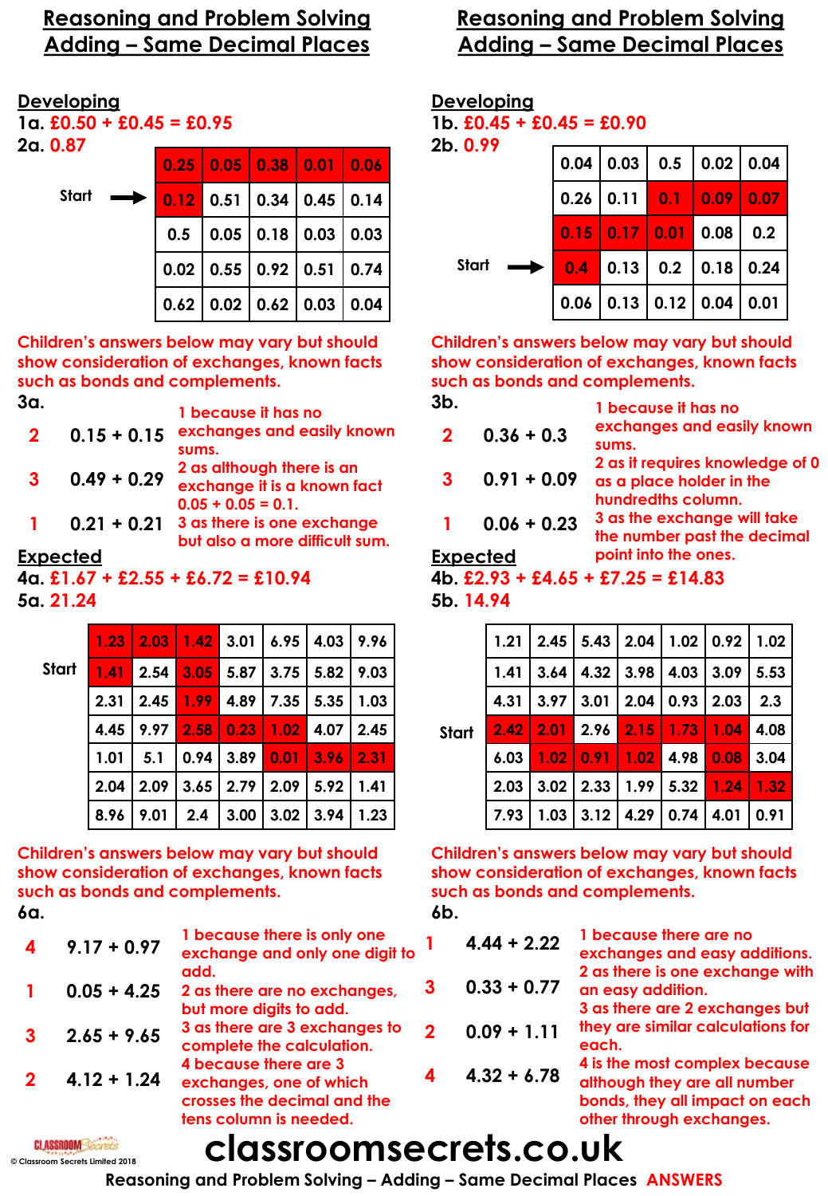# Reasoning and Problem Solving
# Adding – Same Decimal Places

## Developing

1a. £0.50 + £0.45 = £0.95

2a. 0.87

Start →

| | | | | |
|---|---|---|---|---|
| 0.25 | 0.05 | 0.38 | 0.01 | 0.06 |
| 0.12 | 0.51 | 0.34 | 0.45 | 0.14 |
| 0.5 | 0.05 | 0.18 | 0.03 | 0.03 |
| 0.02 | 0.55 | 0.92 | 0.51 | 0.74 |
| 0.62 | 0.02 | 0.62 | 0.03 | 0.04 |

Children's answers below may vary but should show consideration of exchanges, known facts such as bonds and complements.

3a.

| | |
|---|---|
| 2 | 0.15 + 0.15 |
| 3 | 0.49 + 0.29 |
| 1 | 0.21 + 0.21 |

1 because it has no exchanges and easily known sums.
2 as although there is an exchange it is a known fact 0.05 + 0.05 = 0.1.
3 as there is one exchange but also a more difficult sum.

## Expected

4a. £1.67 + £2.55 + £6.72 = £10.94

5a. 21.24

Start →

| | | | | | | |
|---|---|---|---|---|---|---|
| 1.23 | 2.03 | 1.42 | 3.01 | 6.95 | 4.03 | 9.96 |
| 1.41 | 2.54 | 3.05 | 5.87 | 3.75 | 5.82 | 9.03 |
| 2.31 | 2.45 | 1.99 | 4.89 | 7.35 | 5.35 | 1.03 |
| 4.45 | 9.97 | 2.58 | 0.23 | 1.02 | 4.07 | 2.45 |
| 1.01 | 5.1 | 0.94 | 3.89 | 0.01 | 3.96 | 2.31 |
| 2.04 | 2.09 | 3.65 | 2.79 | 2.09 | 5.92 | 1.41 |
| 8.96 | 9.01 | 2.4 | 3.00 | 3.02 | 3.94 | 1.23 |

Children's answers below may vary but should show consideration of exchanges, known facts such as bonds and complements.

6a.

| | |
|---|---|
| 4 | 9.17 + 0.97 |
| 1 | 0.05 + 4.25 |
| 3 | 2.65 + 9.65 |
| 2 | 4.12 + 1.24 |

1 because there is only one exchange and only one digit to add.
2 as there are no exchanges, but more digits to add.
3 as there are 3 exchanges to complete the calculation.
4 because there are 3 exchanges, one of which crosses the decimal and the tens column is needed.

# Reasoning and Problem Solving
# Adding – Same Decimal Places

## Developing

1b. £0.45 + £0.45 = £0.90

2b. 0.99

Start →

| | | | | |
|---|---|---|---|---|
| 0.04 | 0.03 | 0.5 | 0.02 | 0.04 |
| 0.26 | 0.11 | 0.1 | 0.09 | 0.07 |
| 0.15 | 0.17 | 0.01 | 0.08 | 0.2 |
| 0.4 | 0.13 | 0.2 | 0.18 | 0.24 |
| 0.06 | 0.13 | 0.12 | 0.04 | 0.01 |

Children's answers below may vary but should show consideration of exchanges, known facts such as bonds and complements.

3b.

| | |
|---|---|
| 2 | 0.36 + 0.3 |
| 3 | 0.91 + 0.09 |
| 1 | 0.06 + 0.23 |

1 because it has no exchanges and easily known sums.
2 as it requires knowledge of 0 as a place holder in the hundredths column.
3 as the exchange will take the number past the decimal point into the ones.

## Expected

4b. £2.93 + £4.65 + £7.25 = £14.83

5b. 14.94

Start →

| | | | | | | |
|---|---|---|---|---|---|---|
| 1.21 | 2.45 | 5.43 | 2.04 | 1.02 | 0.92 | 1.02 |
| 1.41 | 3.64 | 4.32 | 3.98 | 4.03 | 3.09 | 5.53 |
| 4.31 | 3.97 | 3.01 | 2.04 | 0.93 | 2.03 | 2.3 |
| 2.42 | 2.01 | 2.96 | 2.15 | 1.73 | 1.04 | 4.08 |
| 6.03 | 1.02 | 0.91 | 1.02 | 4.98 | 0.08 | 3.04 |
| 2.03 | 3.02 | 2.33 | 1.99 | 5.32 | 1.24 | 1.32 |
| 7.93 | 1.03 | 3.12 | 4.29 | 0.74 | 4.01 | 0.91 |

Children's answers below may vary but should show consideration of exchanges, known facts such as bonds and complements.

6b.

| | |
|---|---|
| 1 | 4.44 + 2.22 |
| 3 | 0.33 + 0.77 |
| 2 | 0.09 + 1.11 |
| 4 | 4.32 + 6.78 |

1 because there are no exchanges and easy additions.
2 as there is one exchange with an easy addition.
3 as there are 2 exchanges but they are similar calculations for each.
4 is the most complex because although they are all number bonds, they all impact on each other through exchanges.

© Classroom Secrets Limited 2018

classroomsecrets.co.uk

Reasoning and Problem Solving – Adding – Same Decimal Places ANSWERS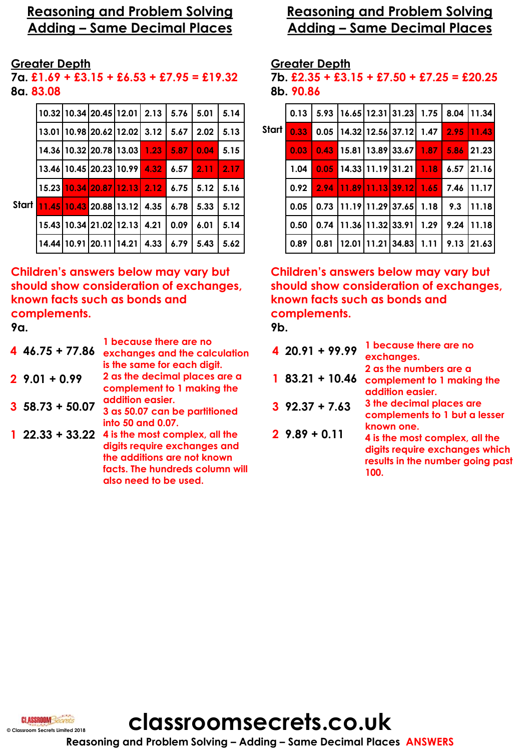# Reasoning and Problem Solving
## Adding – Same Decimal Places

### Greater Depth

**7a.** £1.69 + £3.15 + £6.53 + £7.95 = £19.32

**8a.** 83.08

| | | | | | | | | |
|---|---|---|---|---|---|---|---|---|
| | 10.32 | 10.34 | 20.45 | 12.01 | 2.13 | 5.76 | 5.01 | 5.14 |
| | 13.01 | 10.98 | 20.62 | 12.02 | 3.12 | 5.67 | 2.02 | 5.13 |
| | 14.36 | 10.32 | 20.78 | 13.03 | 1.23 | 5.87 | 0.04 | 5.15 |
| | 13.46 | 10.45 | 20.23 | 10.99 | 4.32 | 6.57 | 2.11 | 2.17 |
| | 15.23 | 10.34 | 20.87 | 12.13 | 2.12 | 6.75 | 5.12 | 5.16 |
| Start | 11.45 | 10.43 | 20.88 | 13.12 | 4.35 | 6.78 | 5.33 | 5.12 |
| | 15.43 | 10.34 | 21.02 | 12.13 | 4.21 | 0.09 | 6.01 | 5.14 |
| | 14.44 | 10.91 | 20.11 | 14.21 | 4.33 | 6.79 | 5.43 | 5.62 |

Children's answers below may vary but should show consideration of exchanges, known facts such as bonds and complements.

**9a.**

4 46.75 + 77.86

2 9.01 + 0.99

3 58.73 + 50.07

1 22.33 + 33.22

1 because there are no exchanges and the calculation is the same for each digit.
2 as the decimal places are a complement to 1 making the addition easier.
3 as 50.07 can be partitioned into 50 and 0.07.
4 is the most complex, all the digits require exchanges and the additions are not known facts. The hundreds column will also need to be used.

# Reasoning and Problem Solving
## Adding – Same Decimal Places

### Greater Depth

**7b.** £2.35 + £3.15 + £7.50 + £7.25 = £20.25

**8b.** 90.86

| | | | | | | | | |
|---|---|---|---|---|---|---|---|---|
| | 0.13 | 5.93 | 16.65 | 12.31 | 31.23 | 1.75 | 8.04 | 11.34 |
| Start | 0.33 | 0.05 | 14.32 | 12.56 | 37.12 | 1.47 | 2.95 | 11.43 |
| | 0.03 | 0.43 | 15.81 | 13.89 | 33.67 | 1.87 | 5.86 | 21.23 |
| | 1.04 | 0.05 | 14.33 | 11.19 | 31.21 | 1.18 | 6.57 | 21.16 |
| | 0.92 | 2.94 | 11.89 | 11.13 | 39.12 | 1.65 | 7.46 | 11.17 |
| | 0.05 | 0.73 | 11.19 | 11.29 | 37.65 | 1.18 | 9.3 | 11.18 |
| | 0.50 | 0.74 | 11.36 | 11.32 | 33.91 | 1.29 | 9.24 | 11.18 |
| | 0.89 | 0.81 | 12.01 | 11.21 | 34.83 | 1.11 | 9.13 | 21.63 |

Children's answers below may vary but should show consideration of exchanges, known facts such as bonds and complements.

**9b.**

4 20.91 + 99.99

1 83.21 + 10.46

3 92.37 + 7.63

2 9.89 + 0.11

1 because there are no exchanges.
2 as the numbers are a complement to 1 making the addition easier.
3 the decimal places are complements to 1 but a lesser known one.
4 is the most complex, all the digits require exchanges which results in the number going past 100.